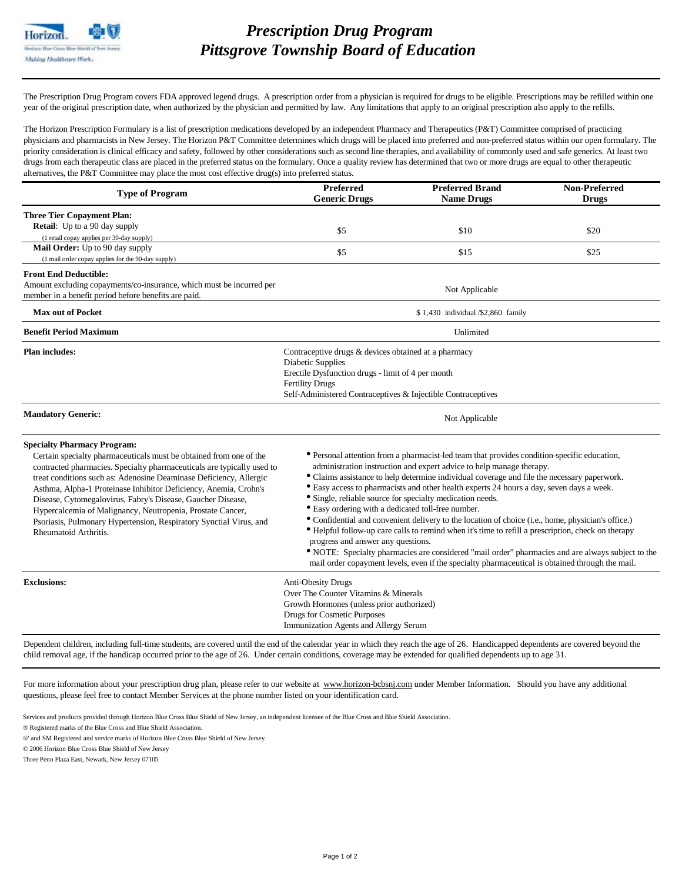# Prescription Drug Program
# Pittsgrove Township Board of Education

The Prescription Drug Program covers FDA approved legend drugs. A prescription order from a physician is required for drugs to be eligible. Prescriptions may be refilled within one year of the original prescription date, when authorized by the physician and permitted by law. Any limitations that apply to an original prescription also apply to the refills.

The Horizon Prescription Formulary is a list of prescription medications developed by an independent Pharmacy and Therapeutics (P&T) Committee comprised of practicing physicians and pharmacists in New Jersey. The Horizon P&T Committee determines which drugs will be placed into preferred and non-preferred status within our open formulary. The priority consideration is clinical efficacy and safety, followed by other considerations such as second line therapies, and availability of commonly used and safe generics. At least two drugs from each therapeutic class are placed in the preferred status on the formulary. Once a quality review has determined that two or more drugs are equal to other therapeutic alternatives, the P&T Committee may place the most cost effective drug(s) into preferred status.

| Type of Program | Preferred Generic Drugs | Preferred Brand Name Drugs | Non-Preferred Drugs |
|---|---|---|---|
| **Three Tier Copayment Plan:** | | | |
| **Retail**: Up to a 90 day supply (1 retail copay applies per 30-day supply) | $5 | $10 | $20 |
| **Mail Order:** Up to 90 day supply (1 mail order copay applies for the 90-day supply) | $5 | $15 | $25 |
| **Front End Deductible:** Amount excluding copayments/co-insurance, which must be incurred per member in a benefit period before benefits are paid. | Not Applicable | | |
| **Max out of Pocket** | $ 1,430 individual /$2,860 family | | |
| **Benefit Period Maximum** | Unlimited | | |
| **Plan includes:** | Contraceptive drugs & devices obtained at a pharmacy<br>Diabetic Supplies<br>Erectile Dysfunction drugs - limit of 4 per month<br>Fertility Drugs<br>Self-Administered Contraceptives & Injectible Contraceptives | | |
| **Mandatory Generic:** | Not Applicable | | |

**Specialty Pharmacy Program:**

Certain specialty pharmaceuticals must be obtained from one of the contracted pharmacies. Specialty pharmaceuticals are typically used to treat conditions such as: Adenosine Deaminase Deficiency, Allergic Asthma, Alpha-1 Proteinase Inhibitor Deficiency, Anemia, Crohn's Disease, Cytomegalovirus, Fabry's Disease, Gaucher Disease, Hypercalcemia of Malignancy, Neutropenia, Prostate Cancer, Psoriasis, Pulmonary Hypertension, Respiratory Synctial Virus, and Rheumatoid Arthritis.

- Personal attention from a pharmacist-led team that provides condition-specific education, administration instruction and expert advice to help manage therapy.
- Claims assistance to help determine individual coverage and file the necessary paperwork.
- Easy access to pharmacists and other health experts 24 hours a day, seven days a week.
- Single, reliable source for specialty medication needs.
- Easy ordering with a dedicated toll-free number.
- Confidential and convenient delivery to the location of choice (i.e., home, physician's office.)
- Helpful follow-up care calls to remind when it's time to refill a prescription, check on therapy progress and answer any questions.
- NOTE: Specialty pharmacies are considered "mail order" pharmacies and are always subject to the mail order copayment levels, even if the specialty pharmaceutical is obtained through the mail.

**Exclusions:**

- Anti-Obesity Drugs
- Over The Counter Vitamins & Minerals
- Growth Hormones (unless prior authorized)
- Drugs for Cosmetic Purposes
- Immunization Agents and Allergy Serum

Dependent children, including full-time students, are covered until the end of the calendar year in which they reach the age of 26. Handicapped dependents are covered beyond the child removal age, if the handicap occurred prior to the age of 26. Under certain conditions, coverage may be extended for qualified dependents up to age 31.

For more information about your prescription drug plan, please refer to our website at www.horizon-bcbsnj.com under Member Information. Should you have any additional questions, please feel free to contact Member Services at the phone number listed on your identification card.

Services and products provided through Horizon Blue Cross Blue Shield of New Jersey, an independent licensee of the Blue Cross and Blue Shield Association.
® Registered marks of the Blue Cross and Blue Shield Association.
®' and SM Registered and service marks of Horizon Blue Cross Blue Shield of New Jersey.
© 2006 Horizon Blue Cross Blue Shield of New Jersey
Three Penn Plaza East, Newark, New Jersey 07105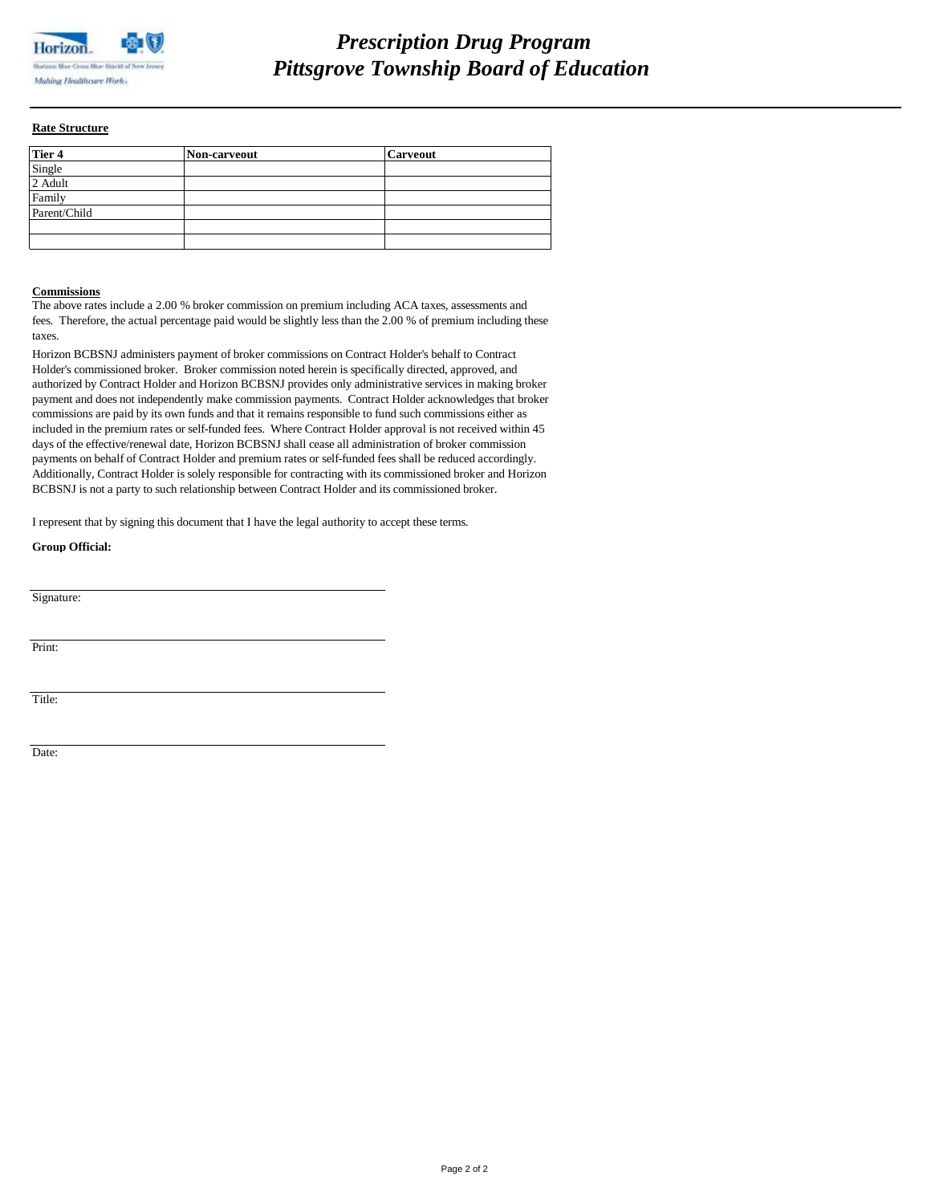# *Prescription Drug Program*
# *Pittsgrove Township Board of Education*

**Rate Structure**

| Tier 4 | Non-carveout | Carveout |
| --- | --- | --- |
| Single | | |
| 2 Adult | | |
| Family | | |
| Parent/Child | | |
| | | |
| | | |

**Commissions**

The above rates include a 2.00 % broker commission on premium including ACA taxes, assessments and fees. Therefore, the actual percentage paid would be slightly less than the 2.00 % of premium including these taxes.

Horizon BCBSNJ administers payment of broker commissions on Contract Holder's behalf to Contract Holder's commissioned broker. Broker commission noted herein is specifically directed, approved, and authorized by Contract Holder and Horizon BCBSNJ provides only administrative services in making broker payment and does not independently make commission payments. Contract Holder acknowledges that broker commissions are paid by its own funds and that it remains responsible to fund such commissions either as included in the premium rates or self-funded fees. Where Contract Holder approval is not received within 45 days of the effective/renewal date, Horizon BCBSNJ shall cease all administration of broker commission payments on behalf of Contract Holder and premium rates or self-funded fees shall be reduced accordingly. Additionally, Contract Holder is solely responsible for contracting with its commissioned broker and Horizon BCBSNJ is not a party to such relationship between Contract Holder and its commissioned broker.

I represent that by signing this document that I have the legal authority to accept these terms.

**Group Official:**

Signature:

Print:

Title:

Date: